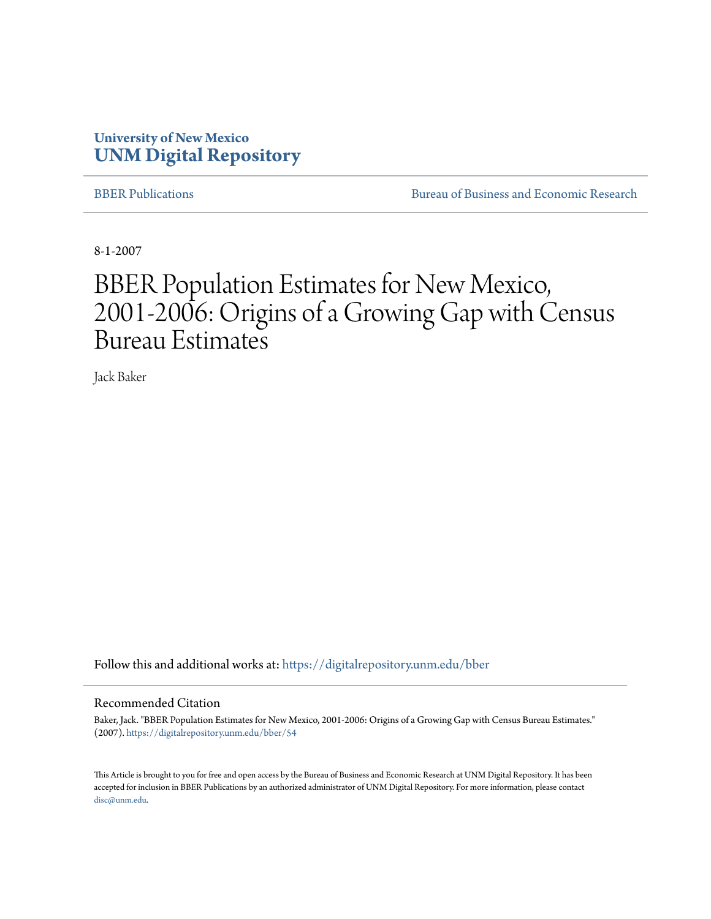University of New Mexico
# UNM Digital Repository

BBER Publications | Bureau of Business and Economic Research

8-1-2007

# BBER Population Estimates for New Mexico, 2001-2006: Origins of a Growing Gap with Census Bureau Estimates

Jack Baker

Follow this and additional works at: https://digitalrepository.unm.edu/bber

## Recommended Citation

Baker, Jack. "BBER Population Estimates for New Mexico, 2001-2006: Origins of a Growing Gap with Census Bureau Estimates." (2007). https://digitalrepository.unm.edu/bber/54

This Article is brought to you for free and open access by the Bureau of Business and Economic Research at UNM Digital Repository. It has been accepted for inclusion in BBER Publications by an authorized administrator of UNM Digital Repository. For more information, please contact disc@unm.edu.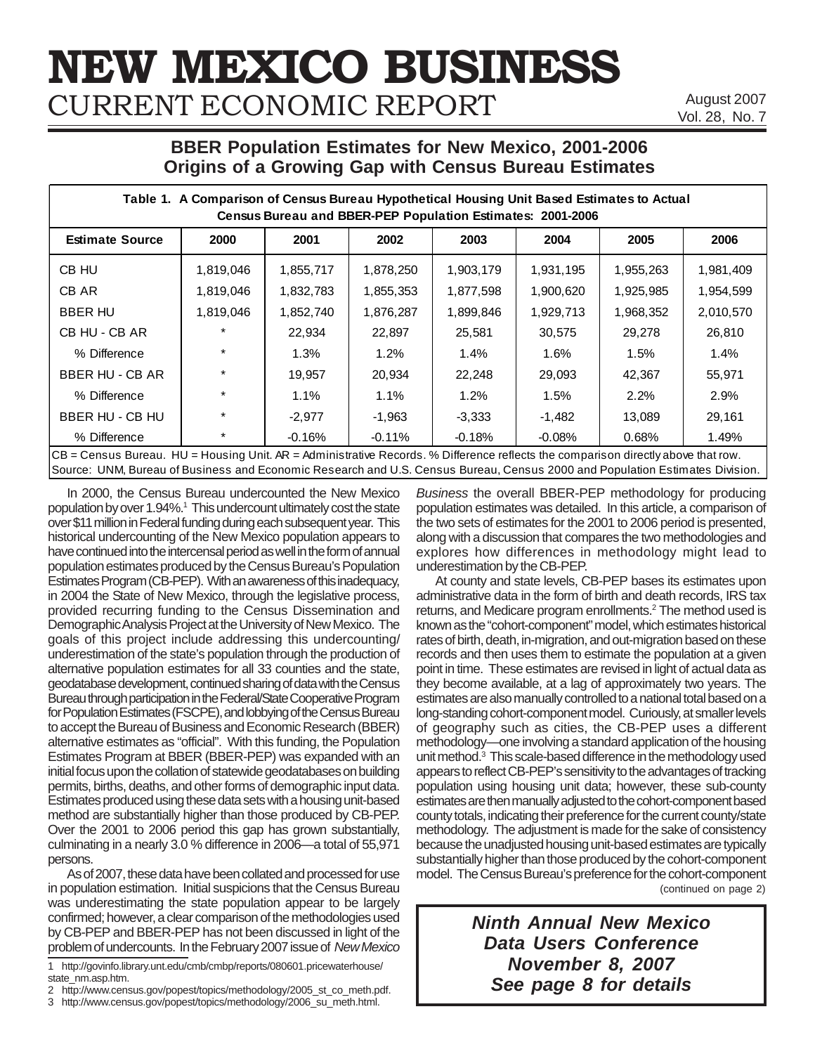# NEW MEXICO BUSINESS

## CURRENT ECONOMIC REPORT

August 2007
Vol. 28, No. 7

## BBER Population Estimates for New Mexico, 2001-2006
## Origins of a Growing Gap with Census Bureau Estimates

**Table 1. A Comparison of Census Bureau Hypothetical Housing Unit Based Estimates to Actual Census Bureau and BBER-PEP Population Estimates: 2001-2006**

| Estimate Source | 2000 | 2001 | 2002 | 2003 | 2004 | 2005 | 2006 |
|---|---|---|---|---|---|---|---|
| CB HU | 1,819,046 | 1,855,717 | 1,878,250 | 1,903,179 | 1,931,195 | 1,955,263 | 1,981,409 |
| CB AR | 1,819,046 | 1,832,783 | 1,855,353 | 1,877,598 | 1,900,620 | 1,925,985 | 1,954,599 |
| BBER HU | 1,819,046 | 1,852,740 | 1,876,287 | 1,899,846 | 1,929,713 | 1,968,352 | 2,010,570 |
| CB HU - CB AR | * | 22,934 | 22,897 | 25,581 | 30,575 | 29,278 | 26,810 |
| % Difference | * | 1.3% | 1.2% | 1.4% | 1.6% | 1.5% | 1.4% |
| BBER HU - CB AR | * | 19,957 | 20,934 | 22,248 | 29,093 | 42,367 | 55,971 |
| % Difference | * | 1.1% | 1.1% | 1.2% | 1.5% | 2.2% | 2.9% |
| BBER HU - CB HU | * | -2,977 | -1,963 | -3,333 | -1,482 | 13,089 | 29,161 |
| % Difference | * | -0.16% | -0.11% | -0.18% | -0.08% | 0.68% | 1.49% |

CB = Census Bureau. HU = Housing Unit. AR = Administrative Records. % Difference reflects the comparison directly above that row.
Source: UNM, Bureau of Business and Economic Research and U.S. Census Bureau, Census 2000 and Population Estimates Division.

In 2000, the Census Bureau undercounted the New Mexico population by over 1.94%.[1] This undercount ultimately cost the state over $11 million in Federal funding during each subsequent year. This historical undercounting of the New Mexico population appears to have continued into the intercensal period as well in the form of annual population estimates produced by the Census Bureau's Population Estimates Program (CB-PEP). With an awareness of this inadequacy, in 2004 the State of New Mexico, through the legislative process, provided recurring funding to the Census Dissemination and Demographic Analysis Project at the University of New Mexico. The goals of this project include addressing this undercounting/underestimation of the state's population through the production of alternative population estimates for all 33 counties and the state, geodatabase development, continued sharing of data with the Census Bureau through participation in the Federal/State Cooperative Program for Population Estimates (FSCPE), and lobbying of the Census Bureau to accept the Bureau of Business and Economic Research (BBER) alternative estimates as "official". With this funding, the Population Estimates Program at BBER (BBER-PEP) was expanded with an initial focus upon the collation of statewide geodatabases on building permits, births, deaths, and other forms of demographic input data. Estimates produced using these data sets with a housing unit-based method are substantially higher than those produced by CB-PEP. Over the 2001 to 2006 period this gap has grown substantially, culminating in a nearly 3.0 % difference in 2006—a total of 55,971 persons.

As of 2007, these data have been collated and processed for use in population estimation. Initial suspicions that the Census Bureau was underestimating the state population appear to be largely confirmed; however, a clear comparison of the methodologies used by CB-PEP and BBER-PEP has not been discussed in light of the problem of undercounts. In the February 2007 issue of *New Mexico Business* the overall BBER-PEP methodology for producing population estimates was detailed. In this article, a comparison of the two sets of estimates for the 2001 to 2006 period is presented, along with a discussion that compares the two methodologies and explores how differences in methodology might lead to underestimation by the CB-PEP.

At county and state levels, CB-PEP bases its estimates upon administrative data in the form of birth and death records, IRS tax returns, and Medicare program enrollments.[2] The method used is known as the "cohort-component" model, which estimates historical rates of birth, death, in-migration, and out-migration based on these records and then uses them to estimate the population at a given point in time. These estimates are revised in light of actual data as they become available, at a lag of approximately two years. The estimates are also manually controlled to a national total based on a long-standing cohort-component model. Curiously, at smaller levels of geography such as cities, the CB-PEP uses a different methodology—one involving a standard application of the housing unit method.[3] This scale-based difference in the methodology used appears to reflect CB-PEP's sensitivity to the advantages of tracking population using housing unit data; however, these sub-county estimates are then manually adjusted to the cohort-component based county totals, indicating their preference for the current county/state methodology. The adjustment is made for the sake of consistency because the unadjusted housing unit-based estimates are typically substantially higher than those produced by the cohort-component model. The Census Bureau's preference for the cohort-component

(continued on page 2)

1 http://govinfo.library.unt.edu/cmb/cmbp/reports/080601.pricewaterhouse/state_nm.asp.htm.

2 http://www.census.gov/popest/topics/methodology/2005_st_co_meth.pdf.

3 http://www.census.gov/popest/topics/methodology/2006_su_meth.html.

**_Ninth Annual New Mexico Data Users Conference_**
**_November 8, 2007_**
**_See page 8 for details_**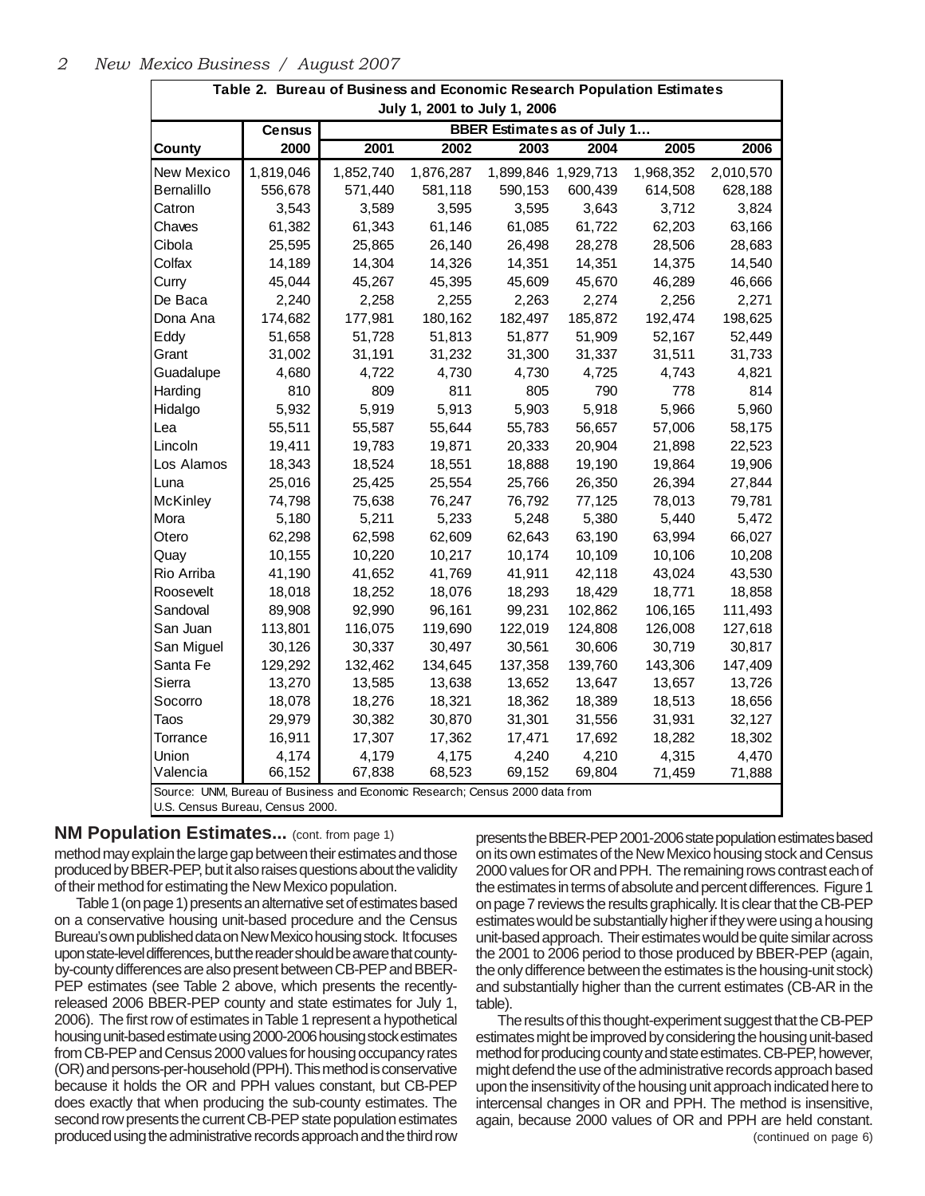| Table 2. Bureau of Business and Economic Research Population Estimates July 1, 2001 to July 1, 2006 | | | | | | | |
|---|---|---|---|---|---|---|---|
| | Census | BBER Estimates as of July 1... | | | | | |
| County | 2000 | 2001 | 2002 | 2003 | 2004 | 2005 | 2006 |
| New Mexico | 1,819,046 | 1,852,740 | 1,876,287 | 1,899,846 | 1,929,713 | 1,968,352 | 2,010,570 |
| Bernalillo | 556,678 | 571,440 | 581,118 | 590,153 | 600,439 | 614,508 | 628,188 |
| Catron | 3,543 | 3,589 | 3,595 | 3,595 | 3,643 | 3,712 | 3,824 |
| Chaves | 61,382 | 61,343 | 61,146 | 61,085 | 61,722 | 62,203 | 63,166 |
| Cibola | 25,595 | 25,865 | 26,140 | 26,498 | 28,278 | 28,506 | 28,683 |
| Colfax | 14,189 | 14,304 | 14,326 | 14,351 | 14,351 | 14,375 | 14,540 |
| Curry | 45,044 | 45,267 | 45,395 | 45,609 | 45,670 | 46,289 | 46,666 |
| De Baca | 2,240 | 2,258 | 2,255 | 2,263 | 2,274 | 2,256 | 2,271 |
| Dona Ana | 174,682 | 177,981 | 180,162 | 182,497 | 185,872 | 192,474 | 198,625 |
| Eddy | 51,658 | 51,728 | 51,813 | 51,877 | 51,909 | 52,167 | 52,449 |
| Grant | 31,002 | 31,191 | 31,232 | 31,300 | 31,337 | 31,511 | 31,733 |
| Guadalupe | 4,680 | 4,722 | 4,730 | 4,730 | 4,725 | 4,743 | 4,821 |
| Harding | 810 | 809 | 811 | 805 | 790 | 778 | 814 |
| Hidalgo | 5,932 | 5,919 | 5,913 | 5,903 | 5,918 | 5,966 | 5,960 |
| Lea | 55,511 | 55,587 | 55,644 | 55,783 | 56,657 | 57,006 | 58,175 |
| Lincoln | 19,411 | 19,783 | 19,871 | 20,333 | 20,904 | 21,898 | 22,523 |
| Los Alamos | 18,343 | 18,524 | 18,551 | 18,888 | 19,190 | 19,864 | 19,906 |
| Luna | 25,016 | 25,425 | 25,554 | 25,766 | 26,350 | 26,394 | 27,844 |
| McKinley | 74,798 | 75,638 | 76,247 | 76,792 | 77,125 | 78,013 | 79,781 |
| Mora | 5,180 | 5,211 | 5,233 | 5,248 | 5,380 | 5,440 | 5,472 |
| Otero | 62,298 | 62,598 | 62,609 | 62,643 | 63,190 | 63,994 | 66,027 |
| Quay | 10,155 | 10,220 | 10,217 | 10,174 | 10,109 | 10,106 | 10,208 |
| Rio Arriba | 41,190 | 41,652 | 41,769 | 41,911 | 42,118 | 43,024 | 43,530 |
| Roosevelt | 18,018 | 18,252 | 18,076 | 18,293 | 18,429 | 18,771 | 18,858 |
| Sandoval | 89,908 | 92,990 | 96,161 | 99,231 | 102,862 | 106,165 | 111,493 |
| San Juan | 113,801 | 116,075 | 119,690 | 122,019 | 124,808 | 126,008 | 127,618 |
| San Miguel | 30,126 | 30,337 | 30,497 | 30,561 | 30,606 | 30,719 | 30,817 |
| Santa Fe | 129,292 | 132,462 | 134,645 | 137,358 | 139,760 | 143,306 | 147,409 |
| Sierra | 13,270 | 13,585 | 13,638 | 13,652 | 13,647 | 13,657 | 13,726 |
| Socorro | 18,078 | 18,276 | 18,321 | 18,362 | 18,389 | 18,513 | 18,656 |
| Taos | 29,979 | 30,382 | 30,870 | 31,301 | 31,556 | 31,931 | 32,127 |
| Torrance | 16,911 | 17,307 | 17,362 | 17,471 | 17,692 | 18,282 | 18,302 |
| Union | 4,174 | 4,179 | 4,175 | 4,240 | 4,210 | 4,315 | 4,470 |
| Valencia | 66,152 | 67,838 | 68,523 | 69,152 | 69,804 | 71,459 | 71,888 |

Source: UNM, Bureau of Business and Economic Research; Census 2000 data from U.S. Census Bureau, Census 2000.

## NM Population Estimates... (cont. from page 1)

method may explain the large gap between their estimates and those produced by BBER-PEP, but it also raises questions about the validity of their method for estimating the New Mexico population.

Table 1 (on page 1) presents an alternative set of estimates based on a conservative housing unit-based procedure and the Census Bureau's own published data on New Mexico housing stock. It focuses upon state-level differences, but the reader should be aware that county-by-county differences are also present between CB-PEP and BBER-PEP estimates (see Table 2 above, which presents the recently-released 2006 BBER-PEP county and state estimates for July 1, 2006). The first row of estimates in Table 1 represent a hypothetical housing unit-based estimate using 2000-2006 housing stock estimates from CB-PEP and Census 2000 values for housing occupancy rates (OR) and persons-per-household (PPH). This method is conservative because it holds the OR and PPH values constant, but CB-PEP does exactly that when producing the sub-county estimates. The second row presents the current CB-PEP state population estimates produced using the administrative records approach and the third row presents the BBER-PEP 2001-2006 state population estimates based on its own estimates of the New Mexico housing stock and Census 2000 values for OR and PPH. The remaining rows contrast each of the estimates in terms of absolute and percent differences. Figure 1 on page 7 reviews the results graphically. It is clear that the CB-PEP estimates would be substantially higher if they were using a housing unit-based approach. Their estimates would be quite similar across the 2001 to 2006 period to those produced by BBER-PEP (again, the only difference between the estimates is the housing-unit stock) and substantially higher than the current estimates (CB-AR in the table).

The results of this thought-experiment suggest that the CB-PEP estimates might be improved by considering the housing unit-based method for producing county and state estimates. CB-PEP, however, might defend the use of the administrative records approach based upon the insensitivity of the housing unit approach indicated here to intercensal changes in OR and PPH. The method is insensitive, again, because 2000 values of OR and PPH are held constant.

(continued on page 6)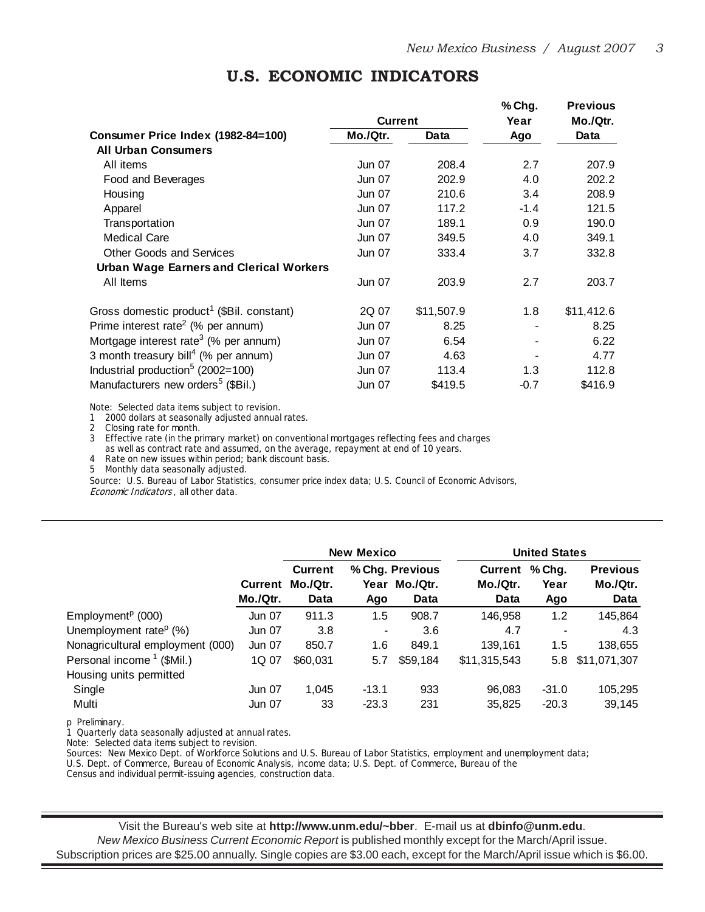## U.S. ECONOMIC INDICATORS

| Consumer Price Index (1982-84=100) | Current Mo./Qtr. | Current Data | % Chg. Year Ago | Previous Mo./Qtr. Data |
|---|---|---|---|---|
| **All Urban Consumers** | | | | |
| All items | Jun 07 | 208.4 | 2.7 | 207.9 |
| Food and Beverages | Jun 07 | 202.9 | 4.0 | 202.2 |
| Housing | Jun 07 | 210.6 | 3.4 | 208.9 |
| Apparel | Jun 07 | 117.2 | -1.4 | 121.5 |
| Transportation | Jun 07 | 189.1 | 0.9 | 190.0 |
| Medical Care | Jun 07 | 349.5 | 4.0 | 349.1 |
| Other Goods and Services | Jun 07 | 333.4 | 3.7 | 332.8 |
| **Urban Wage Earners and Clerical Workers** | | | | |
| All Items | Jun 07 | 203.9 | 2.7 | 203.7 |
| Gross domestic product[1] ($Bil. constant) | 2Q 07 | $11,507.9 | 1.8 | $11,412.6 |
| Prime interest rate[2] (% per annum) | Jun 07 | 8.25 | - | 8.25 |
| Mortgage interest rate[3] (% per annum) | Jun 07 | 6.54 | - | 6.22 |
| 3 month treasury bill[4] (% per annum) | Jun 07 | 4.63 | - | 4.77 |
| Industrial production[5] (2002=100) | Jun 07 | 113.4 | 1.3 | 112.8 |
| Manufacturers new orders[5] ($Bil.) | Jun 07 | $419.5 | -0.7 | $416.9 |

Note: Selected data items subject to revision.
1 2000 dollars at seasonally adjusted annual rates.
2 Closing rate for month.
3 Effective rate (in the primary market) on conventional mortgages reflecting fees and charges as well as contract rate and assumed, on the average, repayment at end of 10 years.
4 Rate on new issues within period; bank discount basis.
5 Monthly data seasonally adjusted.
Source: U.S. Bureau of Labor Statistics, consumer price index data; U.S. Council of Economic Advisors, *Economic Indicators*, all other data.

| | | New Mexico | | | United States | | |
|---|---|---|---|---|---|---|---|
| | Current Mo./Qtr. | Current Mo./Qtr. Data | % Chg. Year Ago | Previous Mo./Qtr. Data | Current Mo./Qtr. Data | % Chg. Year Ago | Previous Mo./Qtr. Data |
| Employment[p] (000) | Jun 07 | 911.3 | 1.5 | 908.7 | 146,958 | 1.2 | 145,864 |
| Unemployment rate[p] (%) | Jun 07 | 3.8 | - | 3.6 | 4.7 | - | 4.3 |
| Nonagricultural employment (000) | Jun 07 | 850.7 | 1.6 | 849.1 | 139,161 | 1.5 | 138,655 |
| Personal income[1] ($Mil.) | 1Q 07 | $60,031 | 5.7 | $59,184 | $11,315,543 | 5.8 | $11,071,307 |
| Housing units permitted | | | | | | | |
| Single | Jun 07 | 1,045 | -13.1 | 933 | 96,083 | -31.0 | 105,295 |
| Multi | Jun 07 | 33 | -23.3 | 231 | 35,825 | -20.3 | 39,145 |

p Preliminary.
1 Quarterly data seasonally adjusted at annual rates.
Note: Selected data items subject to revision.
Sources: New Mexico Dept. of Workforce Solutions and U.S. Bureau of Labor Statistics, employment and unemployment data; U.S. Dept. of Commerce, Bureau of Economic Analysis, income data; U.S. Dept. of Commerce, Bureau of the Census and individual permit-issuing agencies, construction data.

Visit the Bureau's web site at **http://www.unm.edu/~bber**. E-mail us at **dbinfo@unm.edu**.
*New Mexico Business Current Economic Report* is published monthly except for the March/April issue.
Subscription prices are $25.00 annually. Single copies are $3.00 each, except for the March/April issue which is $6.00.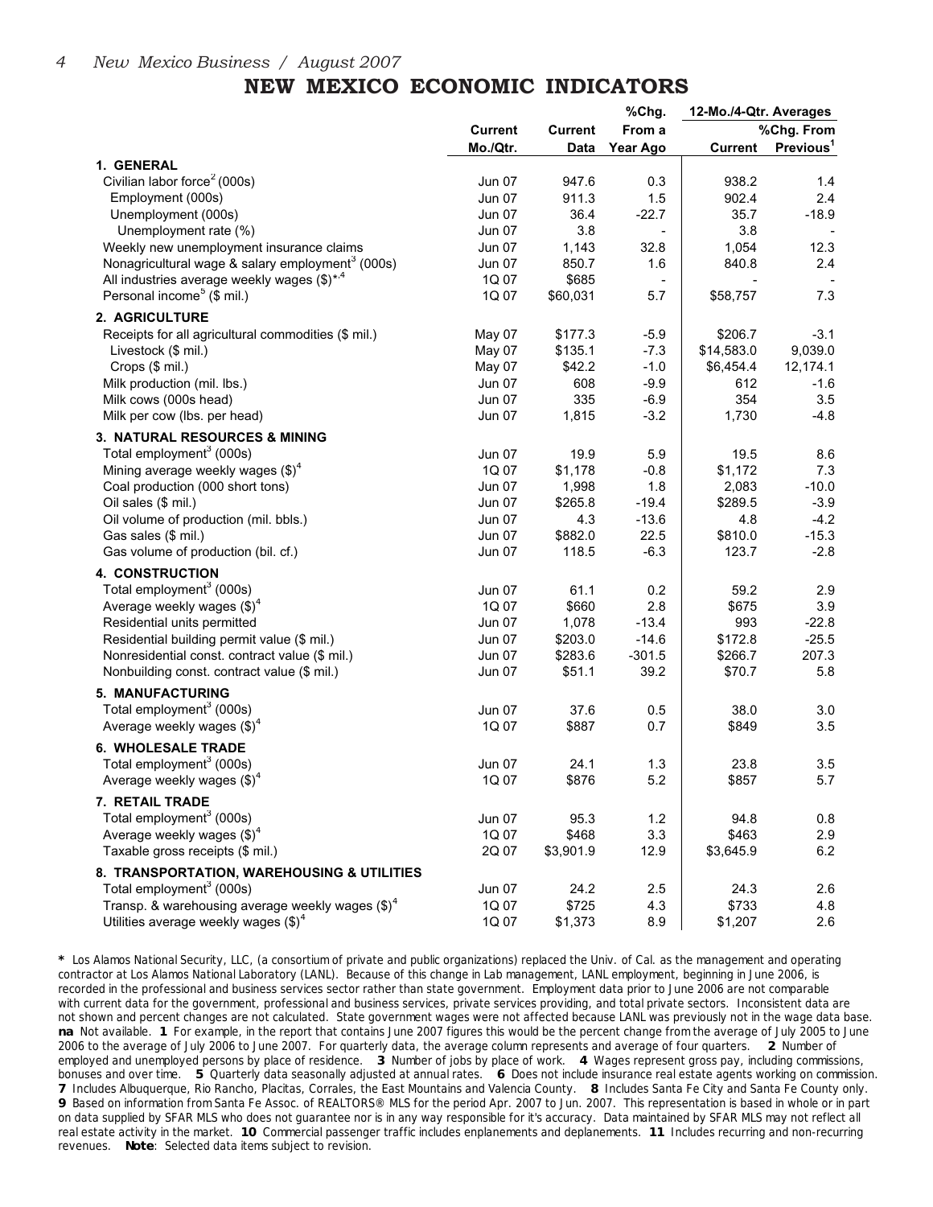# NEW MEXICO ECONOMIC INDICATORS

| | Current Mo./Qtr. | Current Data | %Chg. From a Year Ago | 12-Mo./4-Qtr. Averages Current | 12-Mo./4-Qtr. Averages %Chg. From Previous[1] |
|---|---|---|---|---|---|
| **1. GENERAL** | | | | | |
| Civilian labor force[2] (000s) | Jun 07 | 947.6 | 0.3 | 938.2 | 1.4 |
| Employment (000s) | Jun 07 | 911.3 | 1.5 | 902.4 | 2.4 |
| Unemployment (000s) | Jun 07 | 36.4 | -22.7 | 35.7 | -18.9 |
| Unemployment rate (%) | Jun 07 | 3.8 | - | 3.8 | - |
| Weekly new unemployment insurance claims | Jun 07 | 1,143 | 32.8 | 1,054 | 12.3 |
| Nonagricultural wage & salary employment[3] (000s) | Jun 07 | 850.7 | 1.6 | 840.8 | 2.4 |
| All industries average weekly wages ($)*,[4] | 1Q 07 | $685 | - | - | - |
| Personal income[5] ($ mil.) | 1Q 07 | $60,031 | 5.7 | $58,757 | 7.3 |
| **2. AGRICULTURE** | | | | | |
| Receipts for all agricultural commodities ($ mil.) | May 07 | $177.3 | -5.9 | $206.7 | -3.1 |
| Livestock ($ mil.) | May 07 | $135.1 | -7.3 | $14,583.0 | 9,039.0 |
| Crops ($ mil.) | May 07 | $42.2 | -1.0 | $6,454.4 | 12,174.1 |
| Milk production (mil. lbs.) | Jun 07 | 608 | -9.9 | 612 | -1.6 |
| Milk cows (000s head) | Jun 07 | 335 | -6.9 | 354 | 3.5 |
| Milk per cow (lbs. per head) | Jun 07 | 1,815 | -3.2 | 1,730 | -4.8 |
| **3. NATURAL RESOURCES & MINING** | | | | | |
| Total employment[3] (000s) | Jun 07 | 19.9 | 5.9 | 19.5 | 8.6 |
| Mining average weekly wages ($)[4] | 1Q 07 | $1,178 | -0.8 | $1,172 | 7.3 |
| Coal production (000 short tons) | Jun 07 | 1,998 | 1.8 | 2,083 | -10.0 |
| Oil sales ($ mil.) | Jun 07 | $265.8 | -19.4 | $289.5 | -3.9 |
| Oil volume of production (mil. bbls.) | Jun 07 | 4.3 | -13.6 | 4.8 | -4.2 |
| Gas sales ($ mil.) | Jun 07 | $882.0 | 22.5 | $810.0 | -15.3 |
| Gas volume of production (bil. cf.) | Jun 07 | 118.5 | -6.3 | 123.7 | -2.8 |
| **4. CONSTRUCTION** | | | | | |
| Total employment[3] (000s) | Jun 07 | 61.1 | 0.2 | 59.2 | 2.9 |
| Average weekly wages ($)[4] | 1Q 07 | $660 | 2.8 | $675 | 3.9 |
| Residential units permitted | Jun 07 | 1,078 | -13.4 | 993 | -22.8 |
| Residential building permit value ($ mil.) | Jun 07 | $203.0 | -14.6 | $172.8 | -25.5 |
| Nonresidential const. contract value ($ mil.) | Jun 07 | $283.6 | -301.5 | $266.7 | 207.3 |
| Nonbuilding const. contract value ($ mil.) | Jun 07 | $51.1 | 39.2 | $70.7 | 5.8 |
| **5. MANUFACTURING** | | | | | |
| Total employment[3] (000s) | Jun 07 | 37.6 | 0.5 | 38.0 | 3.0 |
| Average weekly wages ($)[4] | 1Q 07 | $887 | 0.7 | $849 | 3.5 |
| **6. WHOLESALE TRADE** | | | | | |
| Total employment[3] (000s) | Jun 07 | 24.1 | 1.3 | 23.8 | 3.5 |
| Average weekly wages ($)[4] | 1Q 07 | $876 | 5.2 | $857 | 5.7 |
| **7. RETAIL TRADE** | | | | | |
| Total employment[3] (000s) | Jun 07 | 95.3 | 1.2 | 94.8 | 0.8 |
| Average weekly wages ($)[4] | 1Q 07 | $468 | 3.3 | $463 | 2.9 |
| Taxable gross receipts ($ mil.) | 2Q 07 | $3,901.9 | 12.9 | $3,645.9 | 6.2 |
| **8. TRANSPORTATION, WAREHOUSING & UTILITIES** | | | | | |
| Total employment[3] (000s) | Jun 07 | 24.2 | 2.5 | 24.3 | 2.6 |
| Transp. & warehousing average weekly wages ($)[4] | 1Q 07 | $725 | 4.3 | $733 | 4.8 |
| Utilities average weekly wages ($)[4] | 1Q 07 | $1,373 | 8.9 | $1,207 | 2.6 |

**\*** Los Alamos National Security, LLC, (a consortium of private and public organizations) replaced the Univ. of Cal. as the management and operating contractor at Los Alamos National Laboratory (LANL). Because of this change in Lab management, LANL employment, beginning in June 2006, is recorded in the professional and business services sector rather than state government. Employment data prior to June 2006 are not comparable with current data for the government, professional and business services, private services providing, and total private sectors. Inconsistent data are not shown and percent changes are not calculated. State government wages were not affected because LANL was previously not in the wage data base. **na** Not available. **1** For example, in the report that contains June 2007 figures this would be the percent change from the average of July 2005 to June 2006 to the average of July 2006 to June 2007. For quarterly data, the average column represents and average of four quarters. **2** Number of employed and unemployed persons by place of residence. **3** Number of jobs by place of work. **4** Wages represent gross pay, including commissions, bonuses and over time. **5** Quarterly data seasonally adjusted at annual rates. **6** Does not include insurance real estate agents working on commission. **7** Includes Albuquerque, Rio Rancho, Placitas, Corrales, the East Mountains and Valencia County. **8** Includes Santa Fe City and Santa Fe County only. **9** Based on information from Santa Fe Assoc. of REALTORS® MLS for the period Apr. 2007 to Jun. 2007. This representation is based in whole or in part on data supplied by SFAR MLS who does not guarantee nor is in any way responsible for it's accuracy. Data maintained by SFAR MLS may not reflect all real estate activity in the market. **10** Commercial passenger traffic includes enplanements and deplanements. **11** Includes recurring and non-recurring revenues. **Note**: Selected data items subject to revision.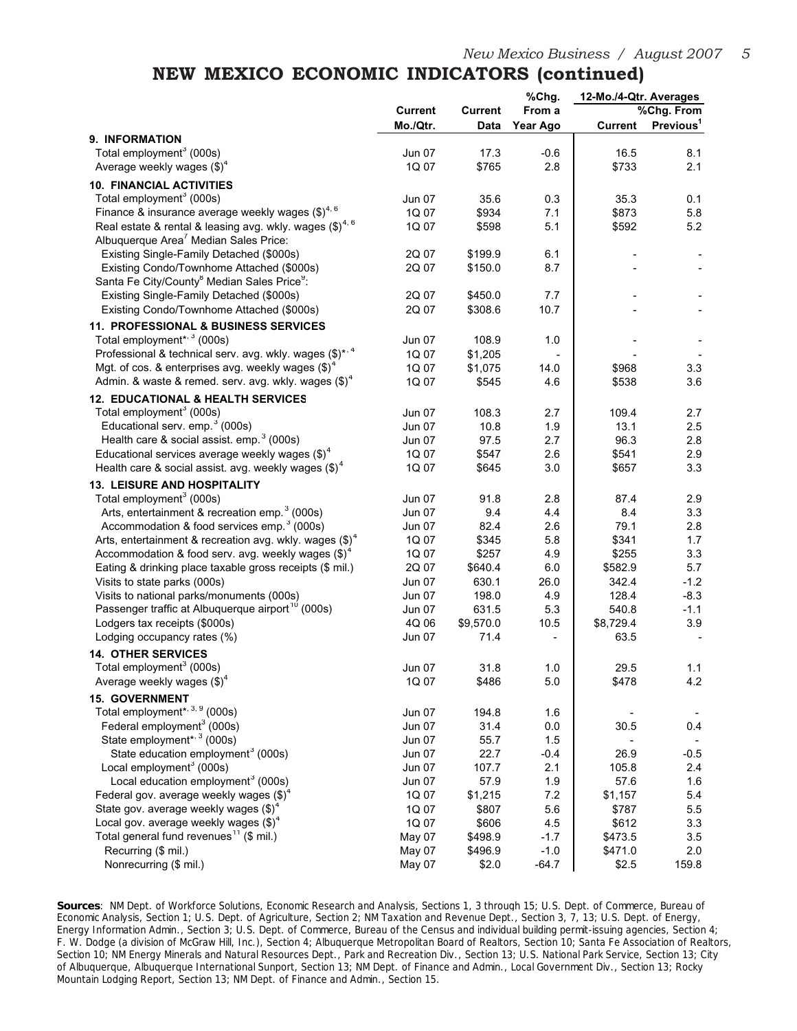## NEW MEXICO ECONOMIC INDICATORS (continued)

| | Current Mo./Qtr. | Current Data | %Chg. From a Year Ago | 12-Mo./4-Qtr. Averages Current | %Chg. From Previous[1] |
|---|---|---|---|---|---|
| **9. INFORMATION** | | | | | |
| Total employment[3] (000s) | Jun 07 | 17.3 | -0.6 | 16.5 | 8.1 |
| Average weekly wages ($)[4] | 1Q 07 | $765 | 2.8 | $733 | 2.1 |
| **10. FINANCIAL ACTIVITIES** | | | | | |
| Total employment[3] (000s) | Jun 07 | 35.6 | 0.3 | 35.3 | 0.1 |
| Finance & insurance average weekly wages ($)[4, 6] | 1Q 07 | $934 | 7.1 | $873 | 5.8 |
| Real estate & rental & leasing avg. wkly. wages ($)[4, 6] | 1Q 07 | $598 | 5.1 | $592 | 5.2 |
| Albuquerque Area[7] Median Sales Price: | | | | | |
| Existing Single-Family Detached ($000s) | 2Q 07 | $199.9 | 6.1 | - | - |
| Existing Condo/Townhome Attached ($000s) | 2Q 07 | $150.0 | 8.7 | - | - |
| Santa Fe City/County[8] Median Sales Price[9]: | | | | | |
| Existing Single-Family Detached ($000s) | 2Q 07 | $450.0 | 7.7 | - | - |
| Existing Condo/Townhome Attached ($000s) | 2Q 07 | $308.6 | 10.7 | - | - |
| **11. PROFESSIONAL & BUSINESS SERVICES** | | | | | |
| Total employment*[, 3] (000s) | Jun 07 | 108.9 | 1.0 | - | - |
| Professional & technical serv. avg. wkly. wages ($)*[, 4] | 1Q 07 | $1,205 | - | - | - |
| Mgt. of cos. & enterprises avg. weekly wages ($)[4] | 1Q 07 | $1,075 | 14.0 | $968 | 3.3 |
| Admin. & waste & remed. serv. avg. wkly. wages ($)[4] | 1Q 07 | $545 | 4.6 | $538 | 3.6 |
| **12. EDUCATIONAL & HEALTH SERVICES** | | | | | |
| Total employment[3] (000s) | Jun 07 | 108.3 | 2.7 | 109.4 | 2.7 |
| Educational serv. emp.[3] (000s) | Jun 07 | 10.8 | 1.9 | 13.1 | 2.5 |
| Health care & social assist. emp.[3] (000s) | Jun 07 | 97.5 | 2.7 | 96.3 | 2.8 |
| Educational services average weekly wages ($)[4] | 1Q 07 | $547 | 2.6 | $541 | 2.9 |
| Health care & social assist. avg. weekly wages ($)[4] | 1Q 07 | $645 | 3.0 | $657 | 3.3 |
| **13. LEISURE AND HOSPITALITY** | | | | | |
| Total employment[3] (000s) | Jun 07 | 91.8 | 2.8 | 87.4 | 2.9 |
| Arts, entertainment & recreation emp.[3] (000s) | Jun 07 | 9.4 | 4.4 | 8.4 | 3.3 |
| Accommodation & food services emp.[3] (000s) | Jun 07 | 82.4 | 2.6 | 79.1 | 2.8 |
| Arts, entertainment & recreation avg. wkly. wages ($)[4] | 1Q 07 | $345 | 5.8 | $341 | 1.7 |
| Accommodation & food serv. avg. weekly wages ($)[4] | 1Q 07 | $257 | 4.9 | $255 | 3.3 |
| Eating & drinking place taxable gross receipts ($ mil.) | 2Q 07 | $640.4 | 6.0 | $582.9 | 5.7 |
| Visits to state parks (000s) | Jun 07 | 630.1 | 26.0 | 342.4 | -1.2 |
| Visits to national parks/monuments (000s) | Jun 07 | 198.0 | 4.9 | 128.4 | -8.3 |
| Passenger traffic at Albuquerque airport[10] (000s) | Jun 07 | 631.5 | 5.3 | 540.8 | -1.1 |
| Lodgers tax receipts ($000s) | 4Q 06 | $9,570.0 | 10.5 | $8,729.4 | 3.9 |
| Lodging occupancy rates (%) | Jun 07 | 71.4 | - | 63.5 | - |
| **14. OTHER SERVICES** | | | | | |
| Total employment[3] (000s) | Jun 07 | 31.8 | 1.0 | 29.5 | 1.1 |
| Average weekly wages ($)[4] | 1Q 07 | $486 | 5.0 | $478 | 4.2 |
| **15. GOVERNMENT** | | | | | |
| Total employment*[, 3, 9] (000s) | Jun 07 | 194.8 | 1.6 | - | - |
| Federal employment[3] (000s) | Jun 07 | 31.4 | 0.0 | 30.5 | 0.4 |
| State employment*[, 3] (000s) | Jun 07 | 55.7 | 1.5 | - | - |
| State education employment[3] (000s) | Jun 07 | 22.7 | -0.4 | 26.9 | -0.5 |
| Local employment[3] (000s) | Jun 07 | 107.7 | 2.1 | 105.8 | 2.4 |
| Local education employment[3] (000s) | Jun 07 | 57.9 | 1.9 | 57.6 | 1.6 |
| Federal gov. average weekly wages ($)[4] | 1Q 07 | $1,215 | 7.2 | $1,157 | 5.4 |
| State gov. average weekly wages ($)[4] | 1Q 07 | $807 | 5.6 | $787 | 5.5 |
| Local gov. average weekly wages ($)[4] | 1Q 07 | $606 | 4.5 | $612 | 3.3 |
| Total general fund revenues[11] ($ mil.) | May 07 | $498.9 | -1.7 | $473.5 | 3.5 |
| Recurring ($ mil.) | May 07 | $496.9 | -1.0 | $471.0 | 2.0 |
| Nonrecurring ($ mil.) | May 07 | $2.0 | -64.7 | $2.5 | 159.8 |

**Sources**: NM Dept. of Workforce Solutions, Economic Research and Analysis, Sections 1, 3 through 15; U.S. Dept. of Commerce, Bureau of Economic Analysis, Section 1; U.S. Dept. of Agriculture, Section 2; NM Taxation and Revenue Dept., Section 3, 7, 13; U.S. Dept. of Energy, Energy Information Admin., Section 3; U.S. Dept. of Commerce, Bureau of the Census and individual building permit-issuing agencies, Section 4; F. W. Dodge (a division of McGraw Hill, Inc.), Section 4; Albuquerque Metropolitan Board of Realtors, Section 10; Santa Fe Association of Realtors, Section 10; NM Energy Minerals and Natural Resources Dept., Park and Recreation Div., Section 13; U.S. National Park Service, Section 13; City of Albuquerque, Albuquerque International Sunport, Section 13; NM Dept. of Finance and Admin., Local Government Div., Section 13; Rocky Mountain Lodging Report, Section 13; NM Dept. of Finance and Admin., Section 15.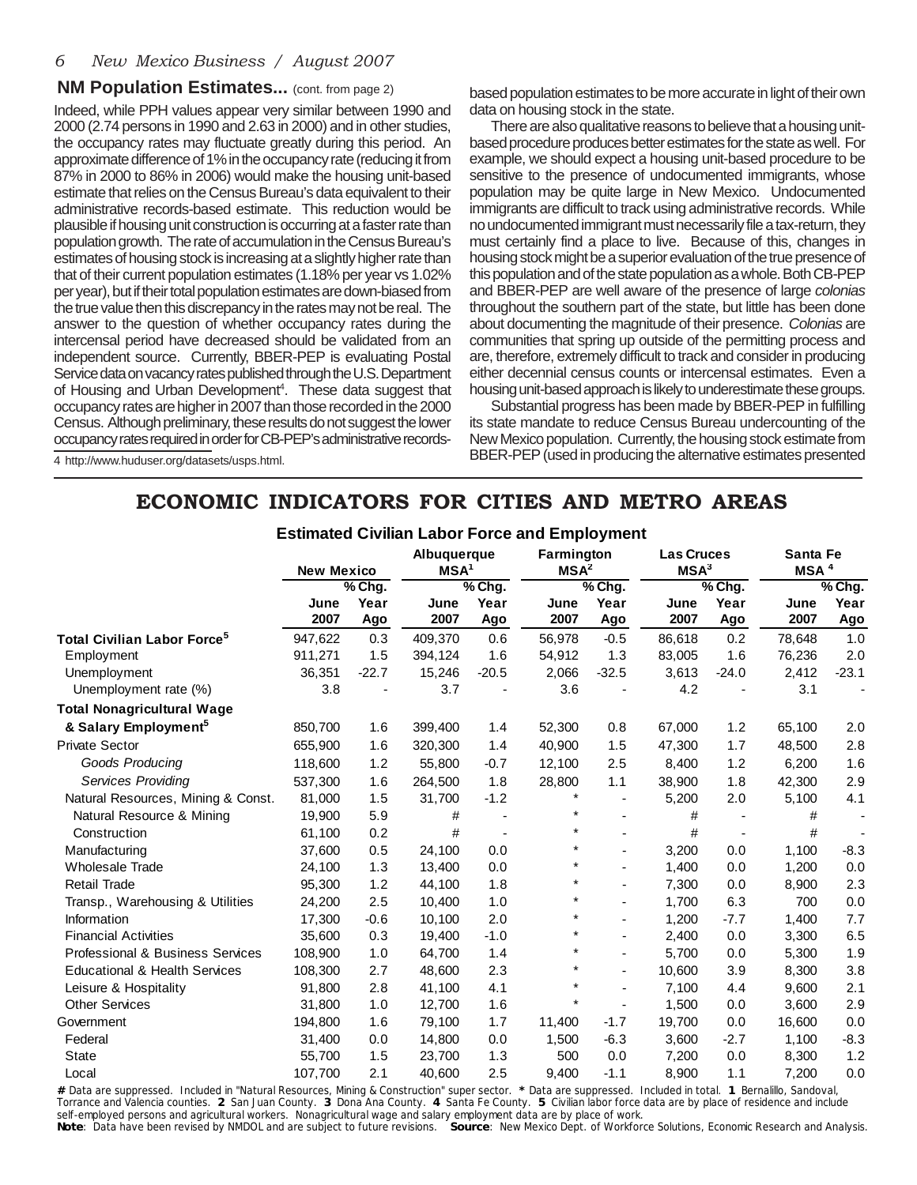## NM Population Estimates... (cont. from page 2)

Indeed, while PPH values appear very similar between 1990 and 2000 (2.74 persons in 1990 and 2.63 in 2000) and in other studies, the occupancy rates may fluctuate greatly during this period. An approximate difference of 1% in the occupancy rate (reducing it from 87% in 2000 to 86% in 2006) would make the housing unit-based estimate that relies on the Census Bureau's data equivalent to their administrative records-based estimate. This reduction would be plausible if housing unit construction is occurring at a faster rate than population growth. The rate of accumulation in the Census Bureau's estimates of housing stock is increasing at a slightly higher rate than that of their current population estimates (1.18% per year vs 1.02% per year), but if their total population estimates are down-biased from the true value then this discrepancy in the rates may not be real. The answer to the question of whether occupancy rates during the intercensal period have decreased should be validated from an independent source. Currently, BBER-PEP is evaluating Postal Service data on vacancy rates published through the U.S. Department of Housing and Urban Development[4]. These data suggest that occupancy rates are higher in 2007 than those recorded in the 2000 Census. Although preliminary, these results do not suggest the lower occupancy rates required in order for CB-PEP's administrative records-based population estimates to be more accurate in light of their own data on housing stock in the state.

4 http://www.huduser.org/datasets/usps.html.

There are also qualitative reasons to believe that a housing unit-based procedure produces better estimates for the state as well. For example, we should expect a housing unit-based procedure to be sensitive to the presence of undocumented immigrants, whose population may be quite large in New Mexico. Undocumented immigrants are difficult to track using administrative records. While no undocumented immigrant must necessarily file a tax-return, they must certainly find a place to live. Because of this, changes in housing stock might be a superior evaluation of the true presence of this population and of the state population as a whole. Both CB-PEP and BBER-PEP are well aware of the presence of large *colonias* throughout the southern part of the state, but little has been done about documenting the magnitude of their presence. *Colonias* are communities that spring up outside of the permitting process and are, therefore, extremely difficult to track and consider in producing either decennial census counts or intercensal estimates. Even a housing unit-based approach is likely to underestimate these groups.

Substantial progress has been made by BBER-PEP in fulfilling its state mandate to reduce Census Bureau undercounting of the New Mexico population. Currently, the housing stock estimate from BBER-PEP (used in producing the alternative estimates presented

# ECONOMIC INDICATORS FOR CITIES AND METRO AREAS

### Estimated Civilian Labor Force and Employment

| | New Mexico | | Albuquerque MSA[1] | | Farmington MSA[2] | | Las Cruces MSA[3] | | Santa Fe MSA[4] | |
|---|---|---|---|---|---|---|---|---|---|---|
| | June 2007 | % Chg. Year Ago | June 2007 | % Chg. Year Ago | June 2007 | % Chg. Year Ago | June 2007 | % Chg. Year Ago | June 2007 | % Chg. Year Ago |
| **Total Civilian Labor Force[5]** | 947,622 | 0.3 | 409,370 | 0.6 | 56,978 | -0.5 | 86,618 | 0.2 | 78,648 | 1.0 |
| Employment | 911,271 | 1.5 | 394,124 | 1.6 | 54,912 | 1.3 | 83,005 | 1.6 | 76,236 | 2.0 |
| Unemployment | 36,351 | -22.7 | 15,246 | -20.5 | 2,066 | -32.5 | 3,613 | -24.0 | 2,412 | -23.1 |
| Unemployment rate (%) | 3.8 | - | 3.7 | - | 3.6 | - | 4.2 | - | 3.1 | - |
| **Total Nonagricultural Wage & Salary Employment[5]** | 850,700 | 1.6 | 399,400 | 1.4 | 52,300 | 0.8 | 67,000 | 1.2 | 65,100 | 2.0 |
| Private Sector | 655,900 | 1.6 | 320,300 | 1.4 | 40,900 | 1.5 | 47,300 | 1.7 | 48,500 | 2.8 |
| *Goods Producing* | 118,600 | 1.2 | 55,800 | -0.7 | 12,100 | 2.5 | 8,400 | 1.2 | 6,200 | 1.6 |
| *Services Providing* | 537,300 | 1.6 | 264,500 | 1.8 | 28,800 | 1.1 | 38,900 | 1.8 | 42,300 | 2.9 |
| Natural Resources, Mining & Const. | 81,000 | 1.5 | 31,700 | -1.2 | * | - | 5,200 | 2.0 | 5,100 | 4.1 |
| Natural Resource & Mining | 19,900 | 5.9 | # | - | * | - | # | - | # | - |
| Construction | 61,100 | 0.2 | # | - | * | - | # | - | # | - |
| Manufacturing | 37,600 | 0.5 | 24,100 | 0.0 | * | - | 3,200 | 0.0 | 1,100 | -8.3 |
| Wholesale Trade | 24,100 | 1.3 | 13,400 | 0.0 | * | - | 1,400 | 0.0 | 1,200 | 0.0 |
| Retail Trade | 95,300 | 1.2 | 44,100 | 1.8 | * | - | 7,300 | 0.0 | 8,900 | 2.3 |
| Transp., Warehousing & Utilities | 24,200 | 2.5 | 10,400 | 1.0 | * | - | 1,700 | 6.3 | 700 | 0.0 |
| Information | 17,300 | -0.6 | 10,100 | 2.0 | * | - | 1,200 | -7.7 | 1,400 | 7.7 |
| Financial Activities | 35,600 | 0.3 | 19,400 | -1.0 | * | - | 2,400 | 0.0 | 3,300 | 6.5 |
| Professional & Business Services | 108,900 | 1.0 | 64,700 | 1.4 | * | - | 5,700 | 0.0 | 5,300 | 1.9 |
| Educational & Health Services | 108,300 | 2.7 | 48,600 | 2.3 | * | - | 10,600 | 3.9 | 8,300 | 3.8 |
| Leisure & Hospitality | 91,800 | 2.8 | 41,100 | 4.1 | * | - | 7,100 | 4.4 | 9,600 | 2.1 |
| Other Services | 31,800 | 1.0 | 12,700 | 1.6 | * | - | 1,500 | 0.0 | 3,600 | 2.9 |
| Government | 194,800 | 1.6 | 79,100 | 1.7 | 11,400 | -1.7 | 19,700 | 0.0 | 16,600 | 0.0 |
| Federal | 31,400 | 0.0 | 14,800 | 0.0 | 1,500 | -6.3 | 3,600 | -2.7 | 1,100 | -8.3 |
| State | 55,700 | 1.5 | 23,700 | 1.3 | 500 | 0.0 | 7,200 | 0.0 | 8,300 | 1.2 |
| Local | 107,700 | 2.1 | 40,600 | 2.5 | 9,400 | -1.1 | 8,900 | 1.1 | 7,200 | 0.0 |

**#** Data are suppressed. Included in "Natural Resources, Mining & Construction" super sector. **\*** Data are suppressed. Included in total. **1** Bernalillo, Sandoval, Torrance and Valencia counties. **2** San Juan County. **3** Dona Ana County. **4** Santa Fe County. **5** Civilian labor force data are by place of residence and include self-employed persons and agricultural workers. Nonagricultural wage and salary employment data are by place of work.

**Note**: Data have been revised by NMDOL and are subject to future revisions. **Source**: New Mexico Dept. of Workforce Solutions, Economic Research and Analysis.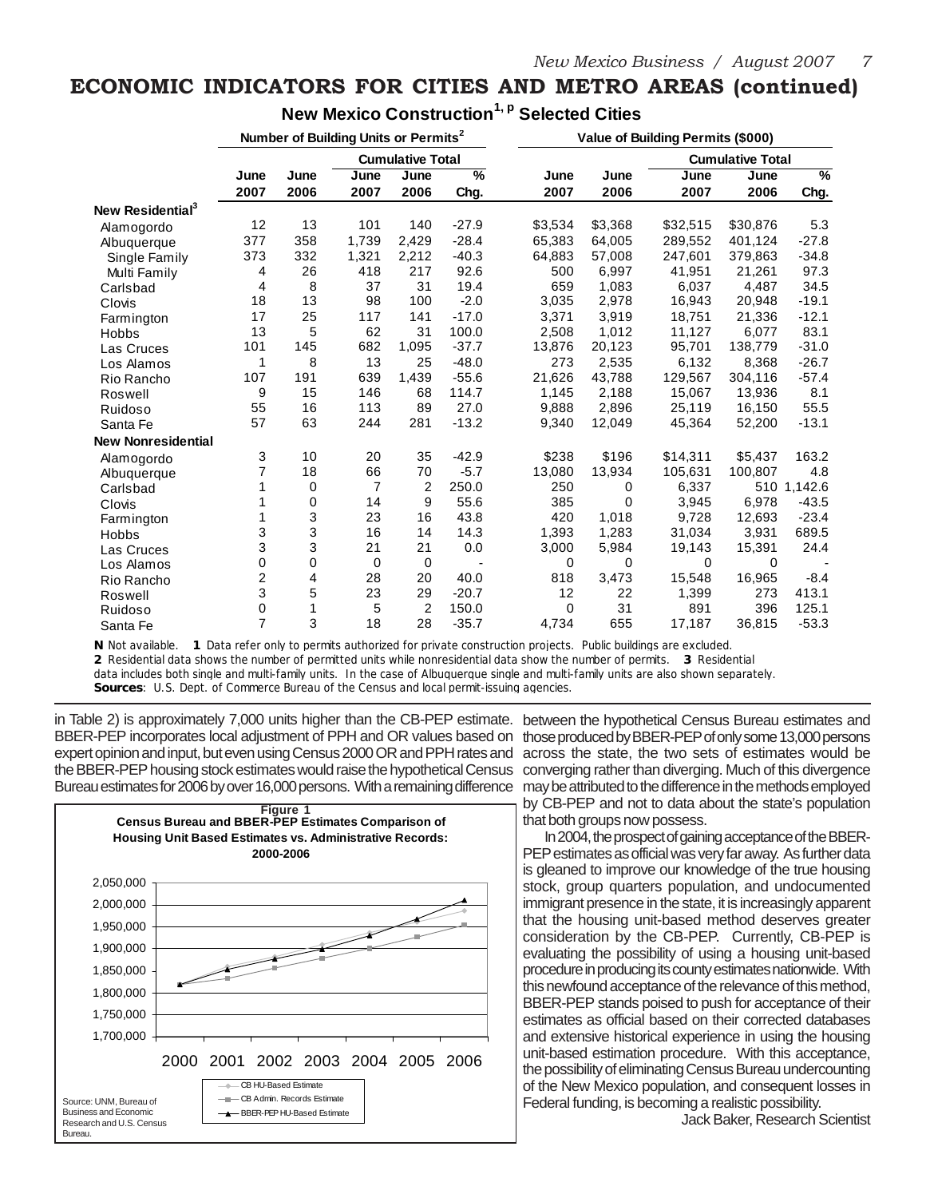# ECONOMIC INDICATORS FOR CITIES AND METRO AREAS (continued)

## New Mexico Construction[1, p] Selected Cities

| | Number of Building Units or Permits[2] | | | | | Value of Building Permits ($000) | | | | |
|---|---|---|---|---|---|---|---|---|---|---|
| | | | Cumulative Total | | | | | Cumulative Total | | |
| | June 2007 | June 2006 | June 2007 | June 2006 | % Chg. | June 2007 | June 2006 | June 2007 | June 2006 | % Chg. |
| **New Residential[3]** | | | | | | | | | | |
| Alamogordo | 12 | 13 | 101 | 140 | -27.9 | $3,534 | $3,368 | $32,515 | $30,876 | 5.3 |
| Albuquerque | 377 | 358 | 1,739 | 2,429 | -28.4 | 65,383 | 64,005 | 289,552 | 401,124 | -27.8 |
| Single Family | 373 | 332 | 1,321 | 2,212 | -40.3 | 64,883 | 57,008 | 247,601 | 379,863 | -34.8 |
| Multi Family | 4 | 26 | 418 | 217 | 92.6 | 500 | 6,997 | 41,951 | 21,261 | 97.3 |
| Carlsbad | 4 | 8 | 37 | 31 | 19.4 | 659 | 1,083 | 6,037 | 4,487 | 34.5 |
| Clovis | 18 | 13 | 98 | 100 | -2.0 | 3,035 | 2,978 | 16,943 | 20,948 | -19.1 |
| Farmington | 17 | 25 | 117 | 141 | -17.0 | 3,371 | 3,919 | 18,751 | 21,336 | -12.1 |
| Hobbs | 13 | 5 | 62 | 31 | 100.0 | 2,508 | 1,012 | 11,127 | 6,077 | 83.1 |
| Las Cruces | 101 | 145 | 682 | 1,095 | -37.7 | 13,876 | 20,123 | 95,701 | 138,779 | -31.0 |
| Los Alamos | 1 | 8 | 13 | 25 | -48.0 | 273 | 2,535 | 6,132 | 8,368 | -26.7 |
| Rio Rancho | 107 | 191 | 639 | 1,439 | -55.6 | 21,626 | 43,788 | 129,567 | 304,116 | -57.4 |
| Roswell | 9 | 15 | 146 | 68 | 114.7 | 1,145 | 2,188 | 15,067 | 13,936 | 8.1 |
| Ruidoso | 55 | 16 | 113 | 89 | 27.0 | 9,888 | 2,896 | 25,119 | 16,150 | 55.5 |
| Santa Fe | 57 | 63 | 244 | 281 | -13.2 | 9,340 | 12,049 | 45,364 | 52,200 | -13.1 |
| **New Nonresidential** | | | | | | | | | | |
| Alamogordo | 3 | 10 | 20 | 35 | -42.9 | $238 | $196 | $14,311 | $5,437 | 163.2 |
| Albuquerque | 7 | 18 | 66 | 70 | -5.7 | 13,080 | 13,934 | 105,631 | 100,807 | 4.8 |
| Carlsbad | 1 | 0 | 7 | 2 | 250.0 | 250 | 0 | 6,337 | 510 | 1,142.6 |
| Clovis | 1 | 0 | 14 | 9 | 55.6 | 385 | 0 | 3,945 | 6,978 | -43.5 |
| Farmington | 1 | 3 | 23 | 16 | 43.8 | 420 | 1,018 | 9,728 | 12,693 | -23.4 |
| Hobbs | 3 | 3 | 16 | 14 | 14.3 | 1,393 | 1,283 | 31,034 | 3,931 | 689.5 |
| Las Cruces | 3 | 3 | 21 | 21 | 0.0 | 3,000 | 5,984 | 19,143 | 15,391 | 24.4 |
| Los Alamos | 0 | 0 | 0 | 0 | - | 0 | 0 | 0 | 0 | - |
| Rio Rancho | 2 | 4 | 28 | 20 | 40.0 | 818 | 3,473 | 15,548 | 16,965 | -8.4 |
| Roswell | 3 | 5 | 23 | 29 | -20.7 | 12 | 22 | 1,399 | 273 | 413.1 |
| Ruidoso | 0 | 1 | 5 | 2 | 150.0 | 0 | 31 | 891 | 396 | 125.1 |
| Santa Fe | 7 | 3 | 18 | 28 | -35.7 | 4,734 | 655 | 17,187 | 36,815 | -53.3 |

**N** Not available. **1** Data refer only to permits authorized for private construction projects. Public buildings are excluded.
**2** Residential data shows the number of permitted units while nonresidential data show the number of permits. **3** Residential data includes both single and multi-family units. In the case of Albuquerque single and multi-family units are also shown separately.
**Sources**: U.S. Dept. of Commerce Bureau of the Census and local permit-issuing agencies.

in Table 2) is approximately 7,000 units higher than the CB-PEP estimate. BBER-PEP incorporates local adjustment of PPH and OR values based on expert opinion and input, but even using Census 2000 OR and PPH rates and the BBER-PEP housing stock estimates would raise the hypothetical Census Bureau estimates for 2006 by over 16,000 persons. With a remaining difference between the hypothetical Census Bureau estimates and those produced by BBER-PEP of only some 13,000 persons across the state, the two sets of estimates would be converging rather than diverging. Much of this divergence may be attributed to the difference in the methods employed by CB-PEP and not to data about the state's population that both groups now possess.

**Figure 1**
**Census Bureau and BBER-PEP Estimates Comparison of Housing Unit Based Estimates vs. Administrative Records: 2000-2006**

Legend: CB HU-Based Estimate; CB Admin. Records Estimate; BBER-PEP HU-Based Estimate

Source: UNM, Bureau of Business and Economic Research and U.S. Census Bureau.

In 2004, the prospect of gaining acceptance of the BBER-PEP estimates as official was very far away. As further data is gleaned to improve our knowledge of the true housing stock, group quarters population, and undocumented immigrant presence in the state, it is increasingly apparent that the housing unit-based method deserves greater consideration by the CB-PEP. Currently, CB-PEP is evaluating the possibility of using a housing unit-based procedure in producing its county estimates nationwide. With this newfound acceptance of the relevance of this method, BBER-PEP stands poised to push for acceptance of their estimates as official based on their corrected databases and extensive historical experience in using the housing unit-based estimation procedure. With this acceptance, the possibility of eliminating Census Bureau undercounting of the New Mexico population, and consequent losses in Federal funding, is becoming a realistic possibility.

Jack Baker, Research Scientist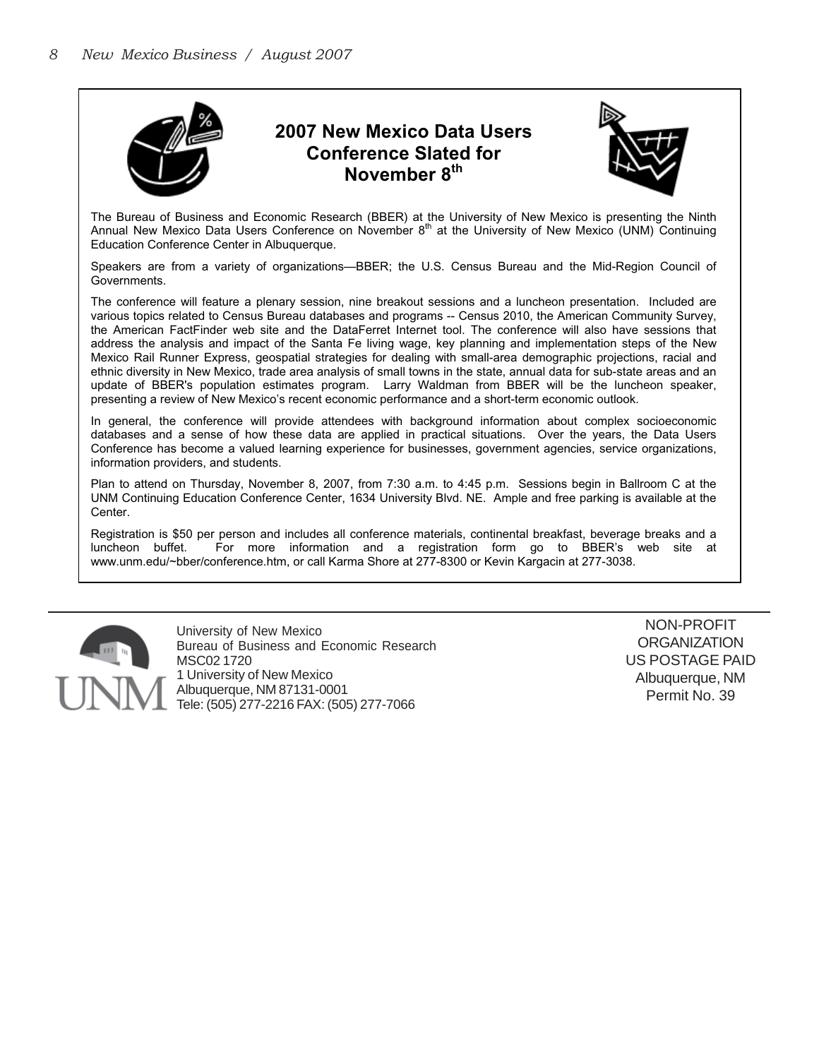## 2007 New Mexico Data Users Conference Slated for November 8th

The Bureau of Business and Economic Research (BBER) at the University of New Mexico is presenting the Ninth Annual New Mexico Data Users Conference on November 8th at the University of New Mexico (UNM) Continuing Education Conference Center in Albuquerque.

Speakers are from a variety of organizations—BBER; the U.S. Census Bureau and the Mid-Region Council of Governments.

The conference will feature a plenary session, nine breakout sessions and a luncheon presentation. Included are various topics related to Census Bureau databases and programs -- Census 2010, the American Community Survey, the American FactFinder web site and the DataFerret Internet tool. The conference will also have sessions that address the analysis and impact of the Santa Fe living wage, key planning and implementation steps of the New Mexico Rail Runner Express, geospatial strategies for dealing with small-area demographic projections, racial and ethnic diversity in New Mexico, trade area analysis of small towns in the state, annual data for sub-state areas and an update of BBER's population estimates program. Larry Waldman from BBER will be the luncheon speaker, presenting a review of New Mexico's recent economic performance and a short-term economic outlook.

In general, the conference will provide attendees with background information about complex socioeconomic databases and a sense of how these data are applied in practical situations. Over the years, the Data Users Conference has become a valued learning experience for businesses, government agencies, service organizations, information providers, and students.

Plan to attend on Thursday, November 8, 2007, from 7:30 a.m. to 4:45 p.m. Sessions begin in Ballroom C at the UNM Continuing Education Conference Center, 1634 University Blvd. NE. Ample and free parking is available at the Center.

Registration is $50 per person and includes all conference materials, continental breakfast, beverage breaks and a luncheon buffet. For more information and a registration form go to BBER's web site at www.unm.edu/~bber/conference.htm, or call Karma Shore at 277-8300 or Kevin Kargacin at 277-3038.

---

UNM

University of New Mexico
Bureau of Business and Economic Research
MSC02 1720
1 University of New Mexico
Albuquerque, NM 87131-0001
Tele: (505) 277-2216 FAX: (505) 277-7066

NON-PROFIT
ORGANIZATION
US POSTAGE PAID
Albuquerque, NM
Permit No. 39